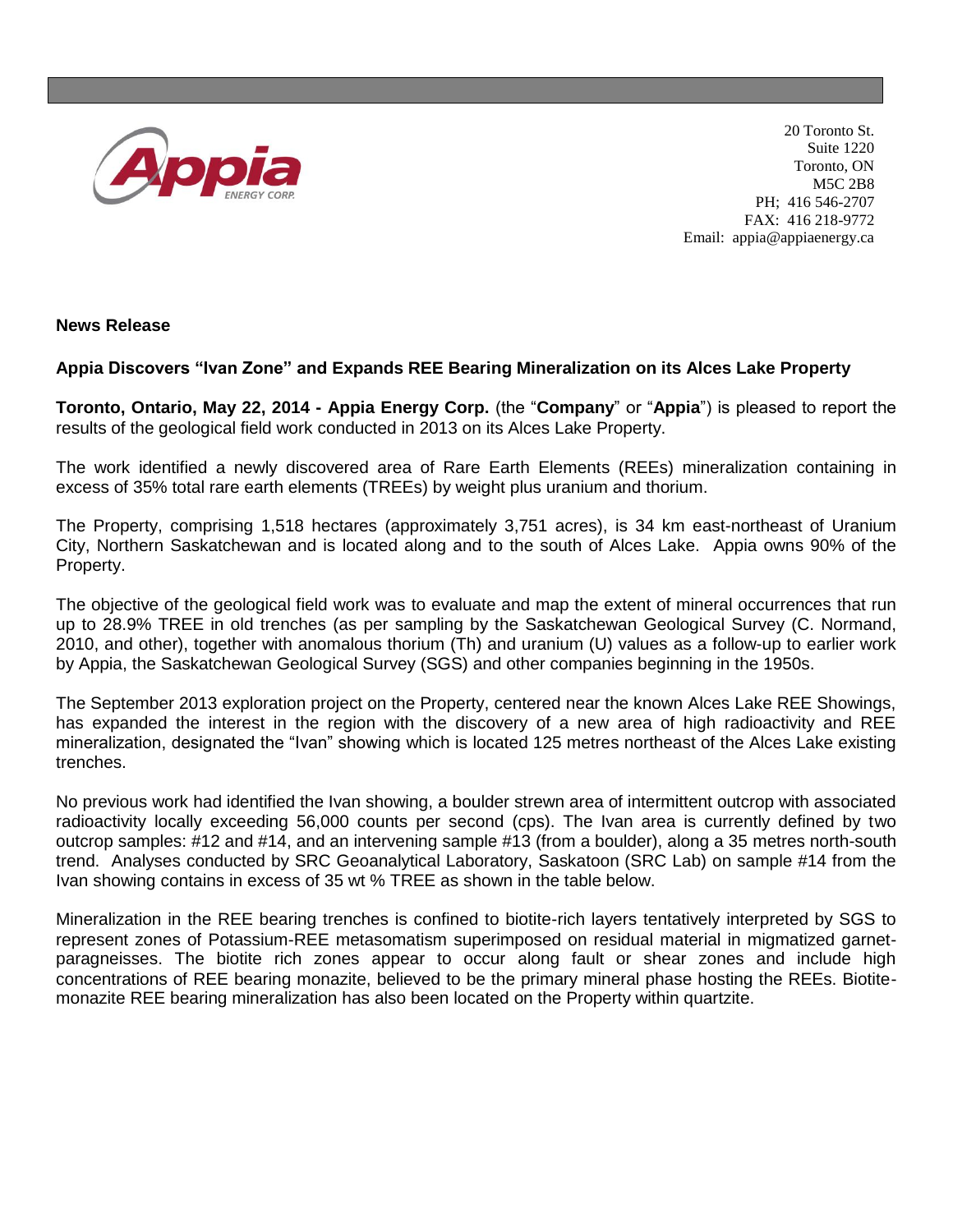20 Toronto St.
Suite 1220
Toronto, ON
M5C 2B8
PH; 416 546-2707
FAX: 416 218-9772
Email: appia@appiaenergy.ca

**News Release**

**Appia Discovers "Ivan Zone" and Expands REE Bearing Mineralization on its Alces Lake Property**

**Toronto, Ontario, May 22, 2014 - Appia Energy Corp.** (the "**Company**" or "**Appia**") is pleased to report the results of the geological field work conducted in 2013 on its Alces Lake Property.

The work identified a newly discovered area of Rare Earth Elements (REEs) mineralization containing in excess of 35% total rare earth elements (TREEs) by weight plus uranium and thorium.

The Property, comprising 1,518 hectares (approximately 3,751 acres), is 34 km east-northeast of Uranium City, Northern Saskatchewan and is located along and to the south of Alces Lake. Appia owns 90% of the Property.

The objective of the geological field work was to evaluate and map the extent of mineral occurrences that run up to 28.9% TREE in old trenches (as per sampling by the Saskatchewan Geological Survey (C. Normand, 2010, and other), together with anomalous thorium (Th) and uranium (U) values as a follow-up to earlier work by Appia, the Saskatchewan Geological Survey (SGS) and other companies beginning in the 1950s.

The September 2013 exploration project on the Property, centered near the known Alces Lake REE Showings, has expanded the interest in the region with the discovery of a new area of high radioactivity and REE mineralization, designated the "Ivan" showing which is located 125 metres northeast of the Alces Lake existing trenches.

No previous work had identified the Ivan showing, a boulder strewn area of intermittent outcrop with associated radioactivity locally exceeding 56,000 counts per second (cps). The Ivan area is currently defined by two outcrop samples: #12 and #14, and an intervening sample #13 (from a boulder), along a 35 metres north-south trend. Analyses conducted by SRC Geoanalytical Laboratory, Saskatoon (SRC Lab) on sample #14 from the Ivan showing contains in excess of 35 wt % TREE as shown in the table below.

Mineralization in the REE bearing trenches is confined to biotite-rich layers tentatively interpreted by SGS to represent zones of Potassium-REE metasomatism superimposed on residual material in migmatized garnet-paragneisses. The biotite rich zones appear to occur along fault or shear zones and include high concentrations of REE bearing monazite, believed to be the primary mineral phase hosting the REEs. Biotite-monazite REE bearing mineralization has also been located on the Property within quartzite.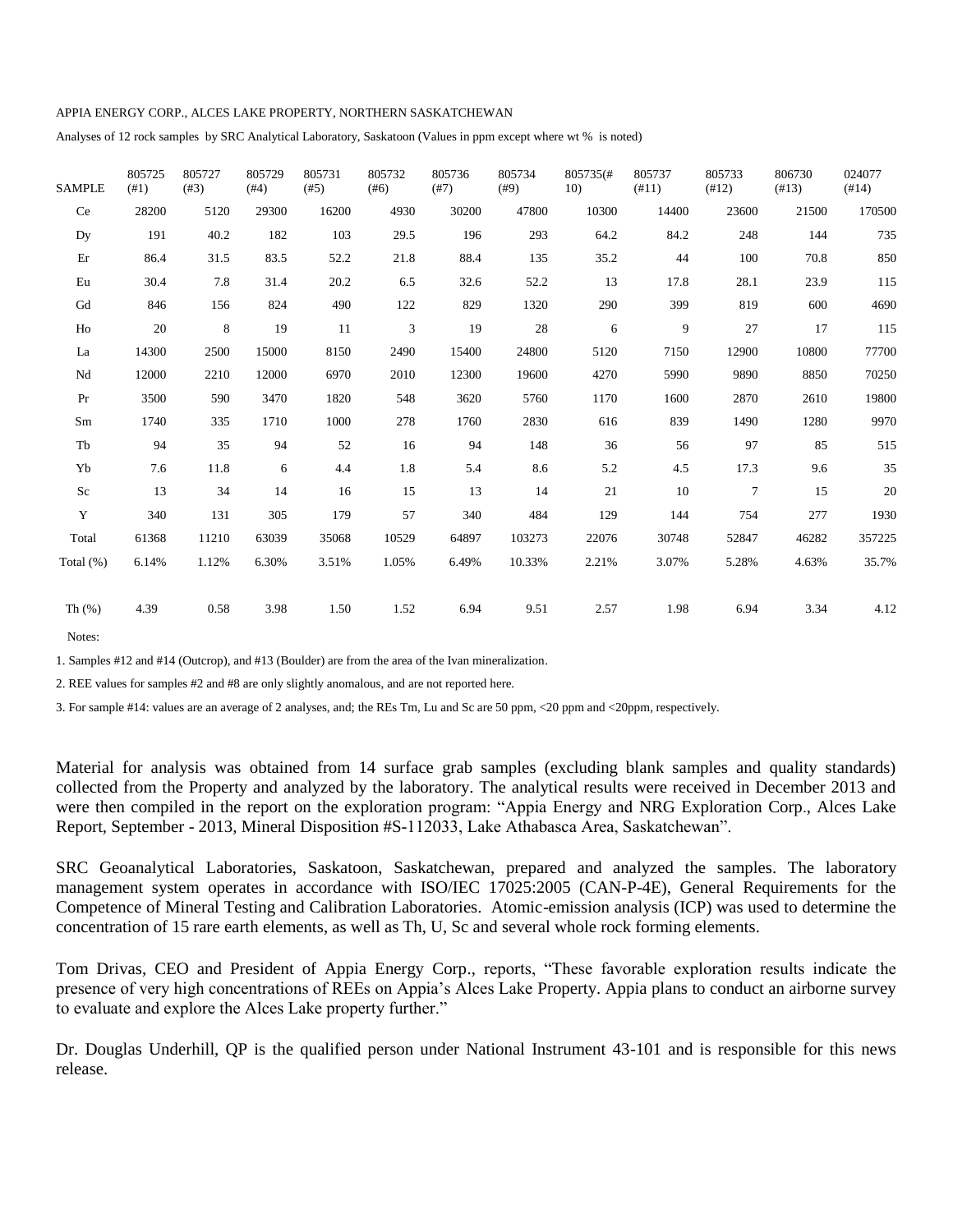APPIA ENERGY CORP., ALCES LAKE PROPERTY, NORTHERN SASKATCHEWAN

Analyses of 12 rock samples by SRC Analytical Laboratory, Saskatoon (Values in ppm except where wt % is noted)

| SAMPLE | 805725 (#1) | 805727 (#3) | 805729 (#4) | 805731 (#5) | 805732 (#6) | 805736 (#7) | 805734 (#9) | 805735(# 10) | 805737 (#11) | 805733 (#12) | 806730 (#13) | 024077 (#14) |
|---|---|---|---|---|---|---|---|---|---|---|---|---|
| Ce | 28200 | 5120 | 29300 | 16200 | 4930 | 30200 | 47800 | 10300 | 14400 | 23600 | 21500 | 170500 |
| Dy | 191 | 40.2 | 182 | 103 | 29.5 | 196 | 293 | 64.2 | 84.2 | 248 | 144 | 735 |
| Er | 86.4 | 31.5 | 83.5 | 52.2 | 21.8 | 88.4 | 135 | 35.2 | 44 | 100 | 70.8 | 850 |
| Eu | 30.4 | 7.8 | 31.4 | 20.2 | 6.5 | 32.6 | 52.2 | 13 | 17.8 | 28.1 | 23.9 | 115 |
| Gd | 846 | 156 | 824 | 490 | 122 | 829 | 1320 | 290 | 399 | 819 | 600 | 4690 |
| Ho | 20 | 8 | 19 | 11 | 3 | 19 | 28 | 6 | 9 | 27 | 17 | 115 |
| La | 14300 | 2500 | 15000 | 8150 | 2490 | 15400 | 24800 | 5120 | 7150 | 12900 | 10800 | 77700 |
| Nd | 12000 | 2210 | 12000 | 6970 | 2010 | 12300 | 19600 | 4270 | 5990 | 9890 | 8850 | 70250 |
| Pr | 3500 | 590 | 3470 | 1820 | 548 | 3620 | 5760 | 1170 | 1600 | 2870 | 2610 | 19800 |
| Sm | 1740 | 335 | 1710 | 1000 | 278 | 1760 | 2830 | 616 | 839 | 1490 | 1280 | 9970 |
| Tb | 94 | 35 | 94 | 52 | 16 | 94 | 148 | 36 | 56 | 97 | 85 | 515 |
| Yb | 7.6 | 11.8 | 6 | 4.4 | 1.8 | 5.4 | 8.6 | 5.2 | 4.5 | 17.3 | 9.6 | 35 |
| Sc | 13 | 34 | 14 | 16 | 15 | 13 | 14 | 21 | 10 | 7 | 15 | 20 |
| Y | 340 | 131 | 305 | 179 | 57 | 340 | 484 | 129 | 144 | 754 | 277 | 1930 |
| Total | 61368 | 11210 | 63039 | 35068 | 10529 | 64897 | 103273 | 22076 | 30748 | 52847 | 46282 | 357225 |
| Total (%) | 6.14% | 1.12% | 6.30% | 3.51% | 1.05% | 6.49% | 10.33% | 2.21% | 3.07% | 5.28% | 4.63% | 35.7% |
| Th (%) | 4.39 | 0.58 | 3.98 | 1.50 | 1.52 | 6.94 | 9.51 | 2.57 | 1.98 | 6.94 | 3.34 | 4.12 |

Notes:

1. Samples #12 and #14 (Outcrop), and #13 (Boulder) are from the area of the Ivan mineralization.
2. REE values for samples #2 and #8 are only slightly anomalous, and are not reported here.
3. For sample #14: values are an average of 2 analyses, and; the REs Tm, Lu and Sc are 50 ppm, <20 ppm and <20ppm, respectively.

Material for analysis was obtained from 14 surface grab samples (excluding blank samples and quality standards) collected from the Property and analyzed by the laboratory. The analytical results were received in December 2013 and were then compiled in the report on the exploration program: "Appia Energy and NRG Exploration Corp., Alces Lake Report, September - 2013, Mineral Disposition #S-112033, Lake Athabasca Area, Saskatchewan".

SRC Geoanalytical Laboratories, Saskatoon, Saskatchewan, prepared and analyzed the samples. The laboratory management system operates in accordance with ISO/IEC 17025:2005 (CAN-P-4E), General Requirements for the Competence of Mineral Testing and Calibration Laboratories. Atomic-emission analysis (ICP) was used to determine the concentration of 15 rare earth elements, as well as Th, U, Sc and several whole rock forming elements.

Tom Drivas, CEO and President of Appia Energy Corp., reports, "These favorable exploration results indicate the presence of very high concentrations of REEs on Appia's Alces Lake Property. Appia plans to conduct an airborne survey to evaluate and explore the Alces Lake property further."

Dr. Douglas Underhill, QP is the qualified person under National Instrument 43-101 and is responsible for this news release.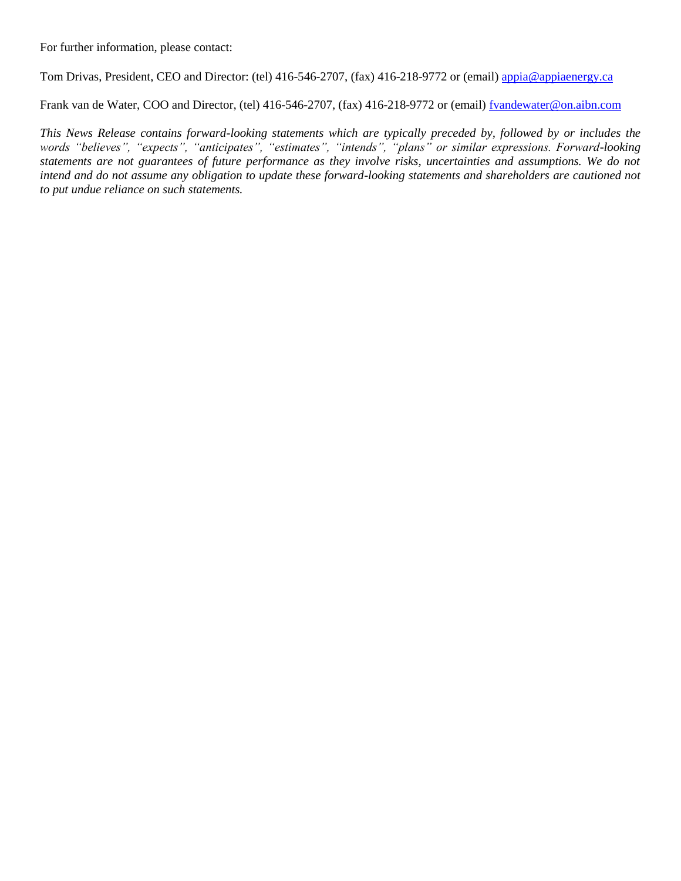For further information, please contact:

Tom Drivas, President, CEO and Director: (tel) 416-546-2707, (fax) 416-218-9772 or (email) appia@appiaenergy.ca

Frank van de Water, COO and Director, (tel) 416-546-2707, (fax) 416-218-9772 or (email) fvandewater@on.aibn.com

*This News Release contains forward-looking statements which are typically preceded by, followed by or includes the words "believes", "expects", "anticipates", "estimates", "intends", "plans" or similar expressions. Forward-looking statements are not guarantees of future performance as they involve risks, uncertainties and assumptions. We do not intend and do not assume any obligation to update these forward-looking statements and shareholders are cautioned not to put undue reliance on such statements.*